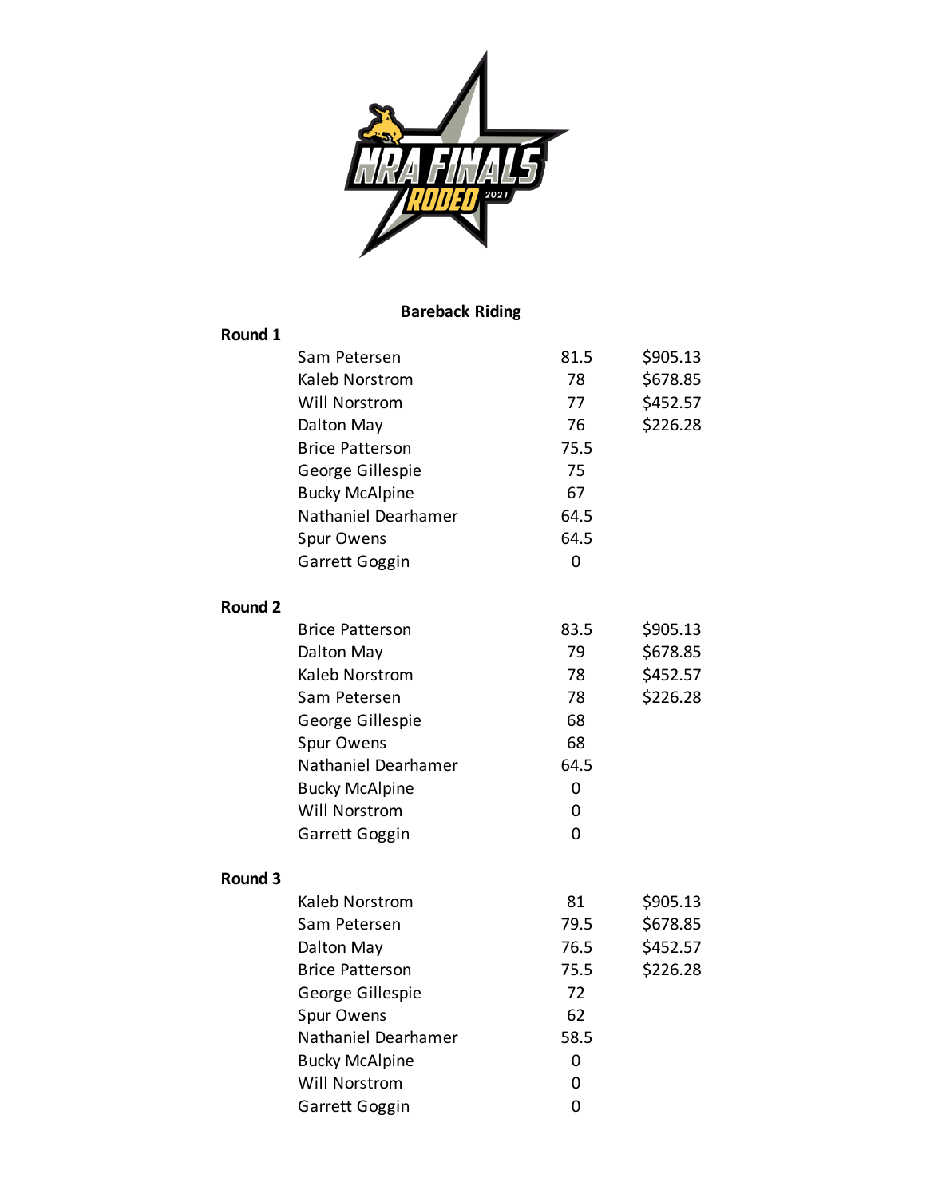# Bareback Riding

**Round 1**

| Name | Score | Payout |
|---|---|---|
| Sam Petersen | 81.5 | $905.13 |
| Kaleb Norstrom | 78 | $678.85 |
| Will Norstrom | 77 | $452.57 |
| Dalton May | 76 | $226.28 |
| Brice Patterson | 75.5 | |
| George Gillespie | 75 | |
| Bucky McAlpine | 67 | |
| Nathaniel Dearhamer | 64.5 | |
| Spur Owens | 64.5 | |
| Garrett Goggin | 0 | |

**Round 2**

| Name | Score | Payout |
|---|---|---|
| Brice Patterson | 83.5 | $905.13 |
| Dalton May | 79 | $678.85 |
| Kaleb Norstrom | 78 | $452.57 |
| Sam Petersen | 78 | $226.28 |
| George Gillespie | 68 | |
| Spur Owens | 68 | |
| Nathaniel Dearhamer | 64.5 | |
| Bucky McAlpine | 0 | |
| Will Norstrom | 0 | |
| Garrett Goggin | 0 | |

**Round 3**

| Name | Score | Payout |
|---|---|---|
| Kaleb Norstrom | 81 | $905.13 |
| Sam Petersen | 79.5 | $678.85 |
| Dalton May | 76.5 | $452.57 |
| Brice Patterson | 75.5 | $226.28 |
| George Gillespie | 72 | |
| Spur Owens | 62 | |
| Nathaniel Dearhamer | 58.5 | |
| Bucky McAlpine | 0 | |
| Will Norstrom | 0 | |
| Garrett Goggin | 0 | |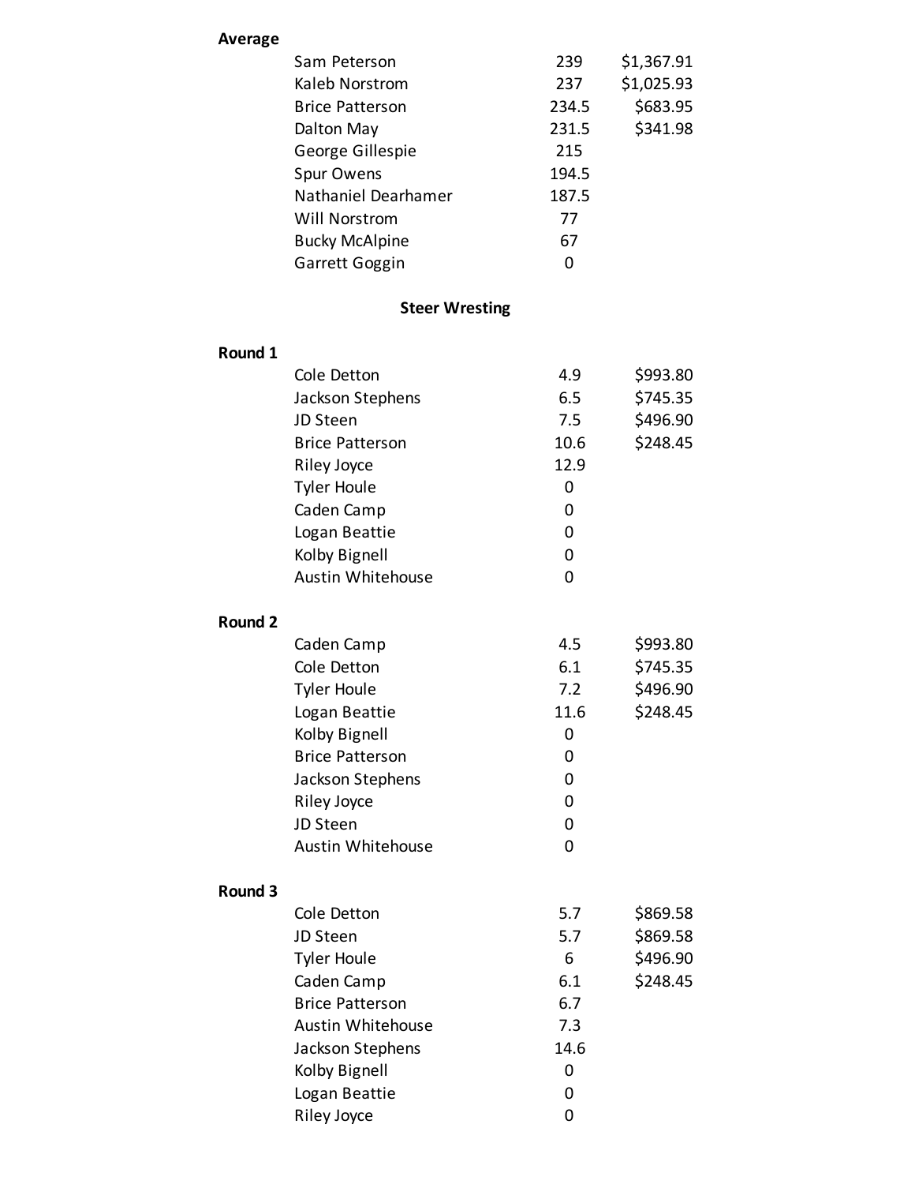**Average**

| | | |
|---|---|---|
| Sam Peterson | 239 | $1,367.91 |
| Kaleb Norstrom | 237 | $1,025.93 |
| Brice Patterson | 234.5 | $683.95 |
| Dalton May | 231.5 | $341.98 |
| George Gillespie | 215 | |
| Spur Owens | 194.5 | |
| Nathaniel Dearhamer | 187.5 | |
| Will Norstrom | 77 | |
| Bucky McAlpine | 67 | |
| Garrett Goggin | 0 | |

## Steer Wresting

**Round 1**

| | | |
|---|---|---|
| Cole Detton | 4.9 | $993.80 |
| Jackson Stephens | 6.5 | $745.35 |
| JD Steen | 7.5 | $496.90 |
| Brice Patterson | 10.6 | $248.45 |
| Riley Joyce | 12.9 | |
| Tyler Houle | 0 | |
| Caden Camp | 0 | |
| Logan Beattie | 0 | |
| Kolby Bignell | 0 | |
| Austin Whitehouse | 0 | |

**Round 2**

| | | |
|---|---|---|
| Caden Camp | 4.5 | $993.80 |
| Cole Detton | 6.1 | $745.35 |
| Tyler Houle | 7.2 | $496.90 |
| Logan Beattie | 11.6 | $248.45 |
| Kolby Bignell | 0 | |
| Brice Patterson | 0 | |
| Jackson Stephens | 0 | |
| Riley Joyce | 0 | |
| JD Steen | 0 | |
| Austin Whitehouse | 0 | |

**Round 3**

| | | |
|---|---|---|
| Cole Detton | 5.7 | $869.58 |
| JD Steen | 5.7 | $869.58 |
| Tyler Houle | 6 | $496.90 |
| Caden Camp | 6.1 | $248.45 |
| Brice Patterson | 6.7 | |
| Austin Whitehouse | 7.3 | |
| Jackson Stephens | 14.6 | |
| Kolby Bignell | 0 | |
| Logan Beattie | 0 | |
| Riley Joyce | 0 | |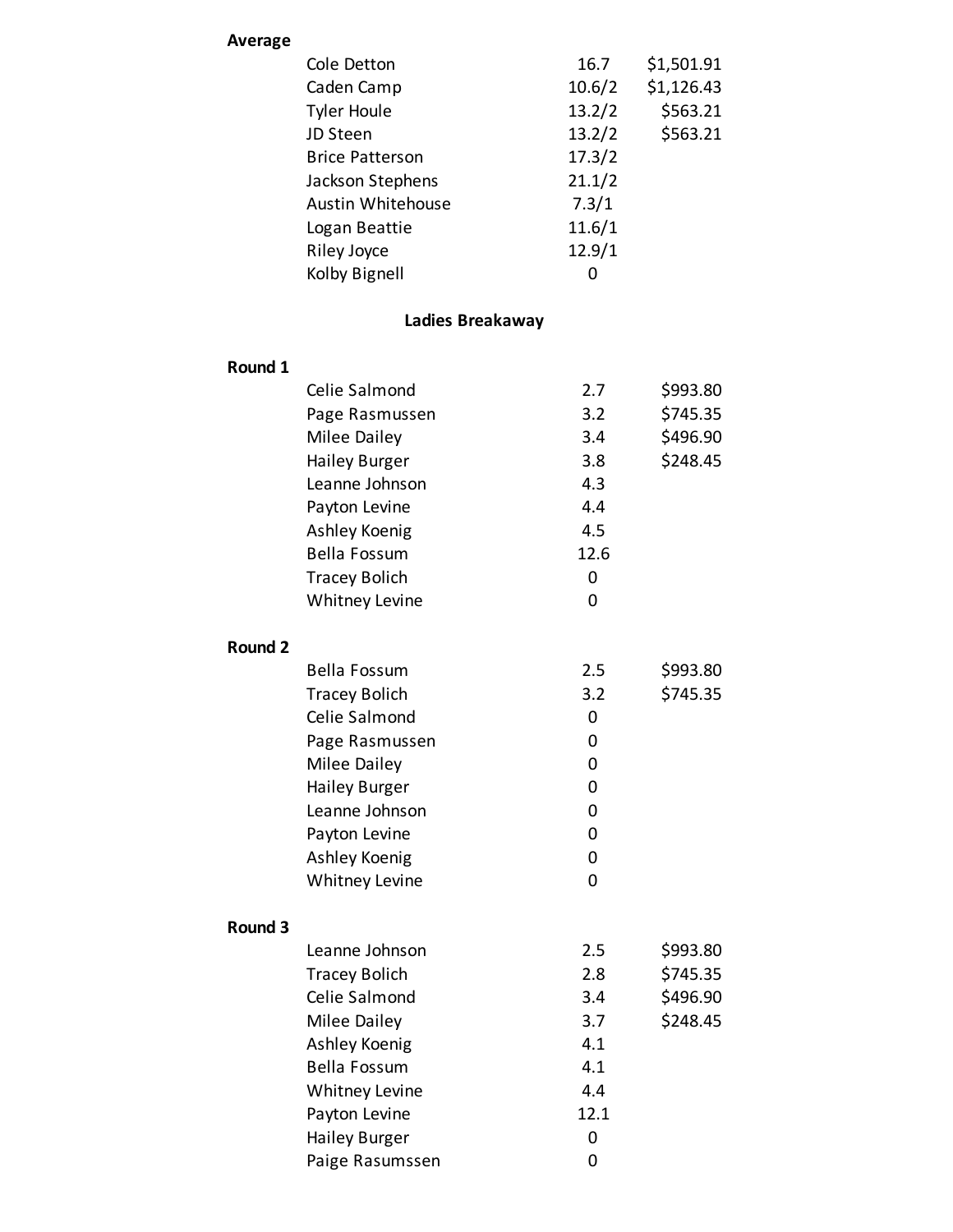**Average**

| | | |
|---|---|---|
| Cole Detton | 16.7 | $1,501.91 |
| Caden Camp | 10.6/2 | $1,126.43 |
| Tyler Houle | 13.2/2 | $563.21 |
| JD Steen | 13.2/2 | $563.21 |
| Brice Patterson | 17.3/2 | |
| Jackson Stephens | 21.1/2 | |
| Austin Whitehouse | 7.3/1 | |
| Logan Beattie | 11.6/1 | |
| Riley Joyce | 12.9/1 | |
| Kolby Bignell | 0 | |

## Ladies Breakaway

**Round 1**

| | | |
|---|---|---|
| Celie Salmond | 2.7 | $993.80 |
| Page Rasmussen | 3.2 | $745.35 |
| Milee Dailey | 3.4 | $496.90 |
| Hailey Burger | 3.8 | $248.45 |
| Leanne Johnson | 4.3 | |
| Payton Levine | 4.4 | |
| Ashley Koenig | 4.5 | |
| Bella Fossum | 12.6 | |
| Tracey Bolich | 0 | |
| Whitney Levine | 0 | |

**Round 2**

| | | |
|---|---|---|
| Bella Fossum | 2.5 | $993.80 |
| Tracey Bolich | 3.2 | $745.35 |
| Celie Salmond | 0 | |
| Page Rasmussen | 0 | |
| Milee Dailey | 0 | |
| Hailey Burger | 0 | |
| Leanne Johnson | 0 | |
| Payton Levine | 0 | |
| Ashley Koenig | 0 | |
| Whitney Levine | 0 | |

**Round 3**

| | | |
|---|---|---|
| Leanne Johnson | 2.5 | $993.80 |
| Tracey Bolich | 2.8 | $745.35 |
| Celie Salmond | 3.4 | $496.90 |
| Milee Dailey | 3.7 | $248.45 |
| Ashley Koenig | 4.1 | |
| Bella Fossum | 4.1 | |
| Whitney Levine | 4.4 | |
| Payton Levine | 12.1 | |
| Hailey Burger | 0 | |
| Paige Rasumssen | 0 | |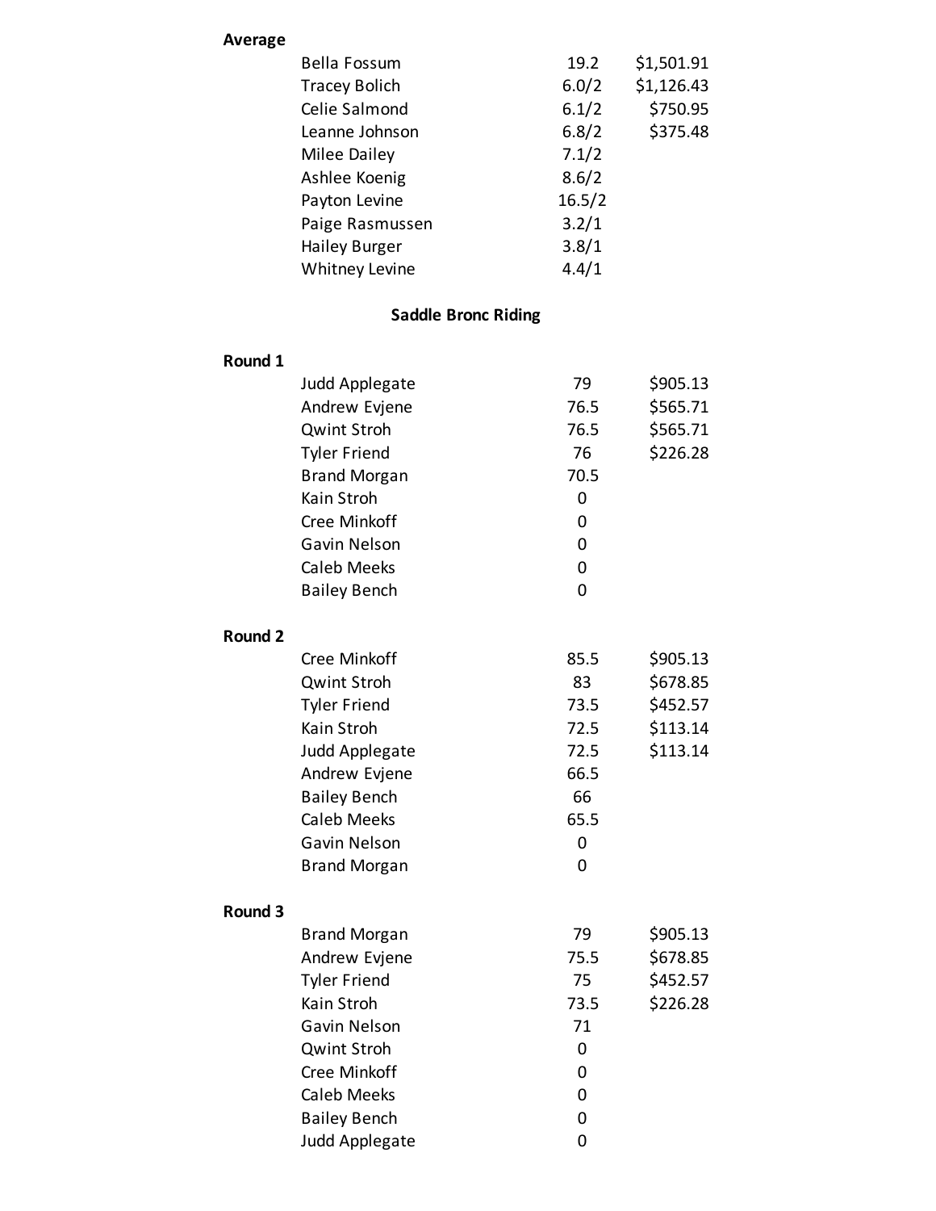**Average**

| Name | Time | Payout |
| --- | --- | --- |
| Bella Fossum | 19.2 | $1,501.91 |
| Tracey Bolich | 6.0/2 | $1,126.43 |
| Celie Salmond | 6.1/2 | $750.95 |
| Leanne Johnson | 6.8/2 | $375.48 |
| Milee Dailey | 7.1/2 | |
| Ashlee Koenig | 8.6/2 | |
| Payton Levine | 16.5/2 | |
| Paige Rasmussen | 3.2/1 | |
| Hailey Burger | 3.8/1 | |
| Whitney Levine | 4.4/1 | |

## Saddle Bronc Riding

**Round 1**

| Name | Score | Payout |
| --- | --- | --- |
| Judd Applegate | 79 | $905.13 |
| Andrew Evjene | 76.5 | $565.71 |
| Qwint Stroh | 76.5 | $565.71 |
| Tyler Friend | 76 | $226.28 |
| Brand Morgan | 70.5 | |
| Kain Stroh | 0 | |
| Cree Minkoff | 0 | |
| Gavin Nelson | 0 | |
| Caleb Meeks | 0 | |
| Bailey Bench | 0 | |

**Round 2**

| Name | Score | Payout |
| --- | --- | --- |
| Cree Minkoff | 85.5 | $905.13 |
| Qwint Stroh | 83 | $678.85 |
| Tyler Friend | 73.5 | $452.57 |
| Kain Stroh | 72.5 | $113.14 |
| Judd Applegate | 72.5 | $113.14 |
| Andrew Evjene | 66.5 | |
| Bailey Bench | 66 | |
| Caleb Meeks | 65.5 | |
| Gavin Nelson | 0 | |
| Brand Morgan | 0 | |

**Round 3**

| Name | Score | Payout |
| --- | --- | --- |
| Brand Morgan | 79 | $905.13 |
| Andrew Evjene | 75.5 | $678.85 |
| Tyler Friend | 75 | $452.57 |
| Kain Stroh | 73.5 | $226.28 |
| Gavin Nelson | 71 | |
| Qwint Stroh | 0 | |
| Cree Minkoff | 0 | |
| Caleb Meeks | 0 | |
| Bailey Bench | 0 | |
| Judd Applegate | 0 | |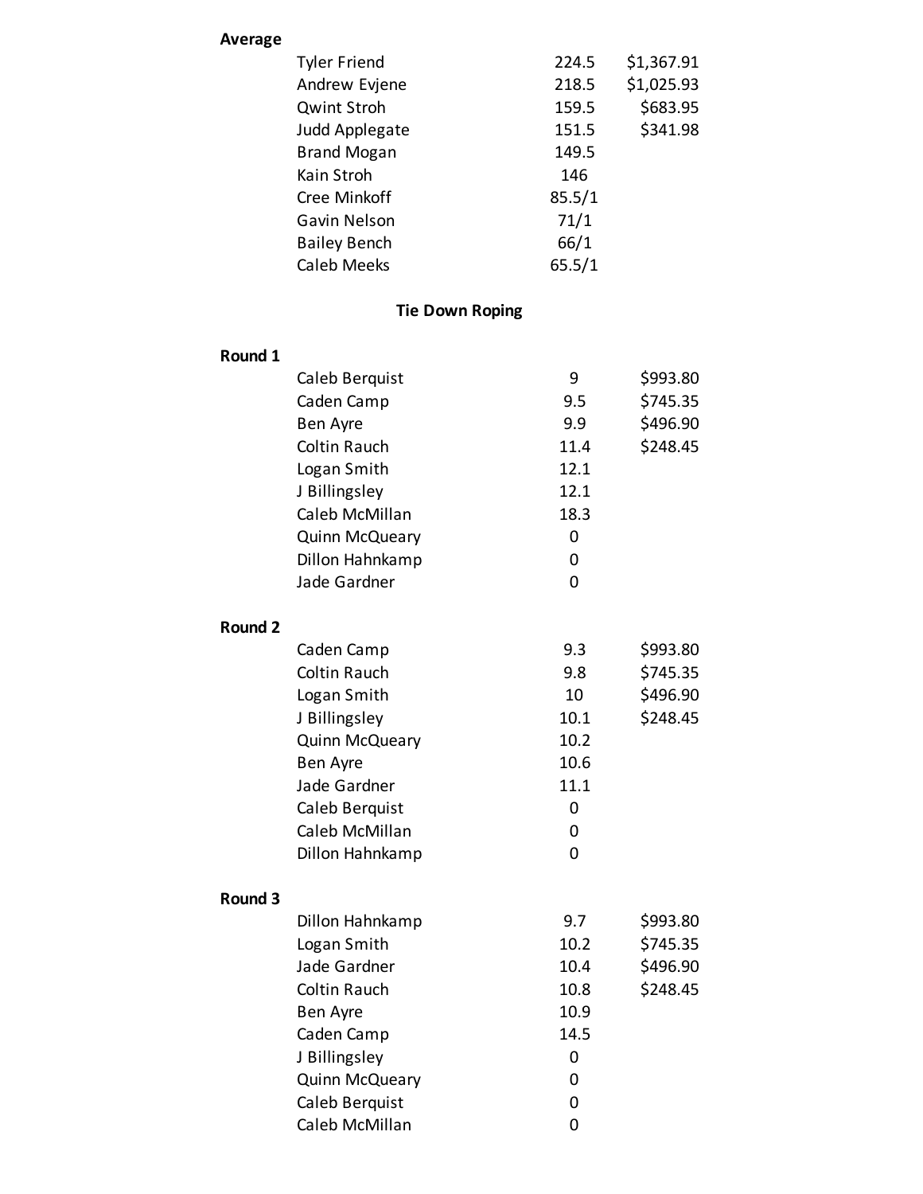**Average**

| Name | Score | Payout |
|---|---|---|
| Tyler Friend | 224.5 | $1,367.91 |
| Andrew Evjene | 218.5 | $1,025.93 |
| Qwint Stroh | 159.5 | $683.95 |
| Judd Applegate | 151.5 | $341.98 |
| Brand Mogan | 149.5 | |
| Kain Stroh | 146 | |
| Cree Minkoff | 85.5/1 | |
| Gavin Nelson | 71/1 | |
| Bailey Bench | 66/1 | |
| Caleb Meeks | 65.5/1 | |

## Tie Down Roping

**Round 1**

| Name | Time | Payout |
|---|---|---|
| Caleb Berquist | 9 | $993.80 |
| Caden Camp | 9.5 | $745.35 |
| Ben Ayre | 9.9 | $496.90 |
| Coltin Rauch | 11.4 | $248.45 |
| Logan Smith | 12.1 | |
| J Billingsley | 12.1 | |
| Caleb McMillan | 18.3 | |
| Quinn McQueary | 0 | |
| Dillon Hahnkamp | 0 | |
| Jade Gardner | 0 | |

**Round 2**

| Name | Time | Payout |
|---|---|---|
| Caden Camp | 9.3 | $993.80 |
| Coltin Rauch | 9.8 | $745.35 |
| Logan Smith | 10 | $496.90 |
| J Billingsley | 10.1 | $248.45 |
| Quinn McQueary | 10.2 | |
| Ben Ayre | 10.6 | |
| Jade Gardner | 11.1 | |
| Caleb Berquist | 0 | |
| Caleb McMillan | 0 | |
| Dillon Hahnkamp | 0 | |

**Round 3**

| Name | Time | Payout |
|---|---|---|
| Dillon Hahnkamp | 9.7 | $993.80 |
| Logan Smith | 10.2 | $745.35 |
| Jade Gardner | 10.4 | $496.90 |
| Coltin Rauch | 10.8 | $248.45 |
| Ben Ayre | 10.9 | |
| Caden Camp | 14.5 | |
| J Billingsley | 0 | |
| Quinn McQueary | 0 | |
| Caleb Berquist | 0 | |
| Caleb McMillan | 0 | |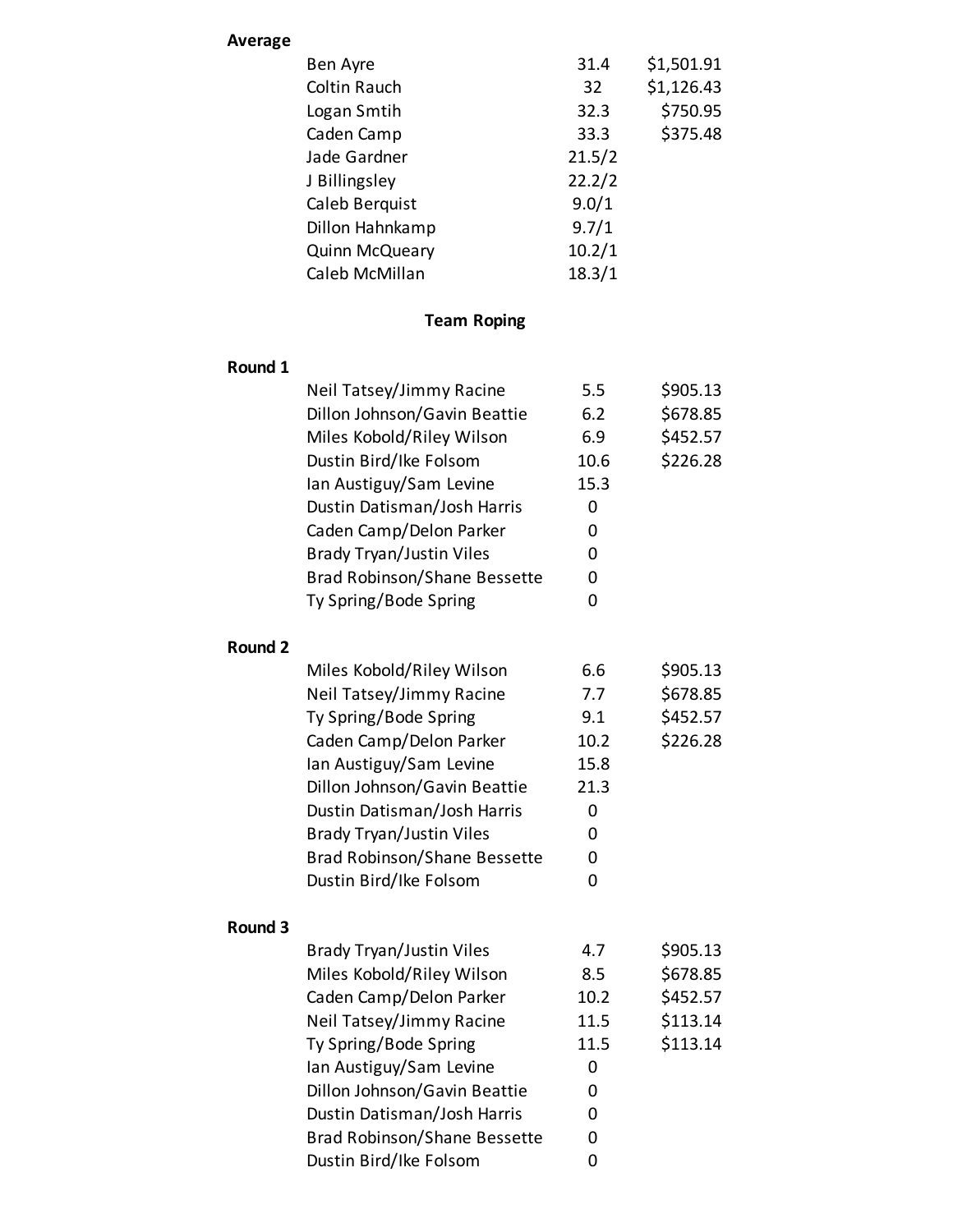**Average**

| | | |
|---|---|---|
| Ben Ayre | 31.4 | $1,501.91 |
| Coltin Rauch | 32 | $1,126.43 |
| Logan Smtih | 32.3 | $750.95 |
| Caden Camp | 33.3 | $375.48 |
| Jade Gardner | 21.5/2 | |
| J Billingsley | 22.2/2 | |
| Caleb Berquist | 9.0/1 | |
| Dillon Hahnkamp | 9.7/1 | |
| Quinn McQueary | 10.2/1 | |
| Caleb McMillan | 18.3/1 | |

## Team Roping

**Round 1**

| | | |
|---|---|---|
| Neil Tatsey/Jimmy Racine | 5.5 | $905.13 |
| Dillon Johnson/Gavin Beattie | 6.2 | $678.85 |
| Miles Kobold/Riley Wilson | 6.9 | $452.57 |
| Dustin Bird/Ike Folsom | 10.6 | $226.28 |
| Ian Austiguy/Sam Levine | 15.3 | |
| Dustin Datisman/Josh Harris | 0 | |
| Caden Camp/Delon Parker | 0 | |
| Brady Tryan/Justin Viles | 0 | |
| Brad Robinson/Shane Bessette | 0 | |
| Ty Spring/Bode Spring | 0 | |

**Round 2**

| | | |
|---|---|---|
| Miles Kobold/Riley Wilson | 6.6 | $905.13 |
| Neil Tatsey/Jimmy Racine | 7.7 | $678.85 |
| Ty Spring/Bode Spring | 9.1 | $452.57 |
| Caden Camp/Delon Parker | 10.2 | $226.28 |
| Ian Austiguy/Sam Levine | 15.8 | |
| Dillon Johnson/Gavin Beattie | 21.3 | |
| Dustin Datisman/Josh Harris | 0 | |
| Brady Tryan/Justin Viles | 0 | |
| Brad Robinson/Shane Bessette | 0 | |
| Dustin Bird/Ike Folsom | 0 | |

**Round 3**

| | | |
|---|---|---|
| Brady Tryan/Justin Viles | 4.7 | $905.13 |
| Miles Kobold/Riley Wilson | 8.5 | $678.85 |
| Caden Camp/Delon Parker | 10.2 | $452.57 |
| Neil Tatsey/Jimmy Racine | 11.5 | $113.14 |
| Ty Spring/Bode Spring | 11.5 | $113.14 |
| Ian Austiguy/Sam Levine | 0 | |
| Dillon Johnson/Gavin Beattie | 0 | |
| Dustin Datisman/Josh Harris | 0 | |
| Brad Robinson/Shane Bessette | 0 | |
| Dustin Bird/Ike Folsom | 0 | |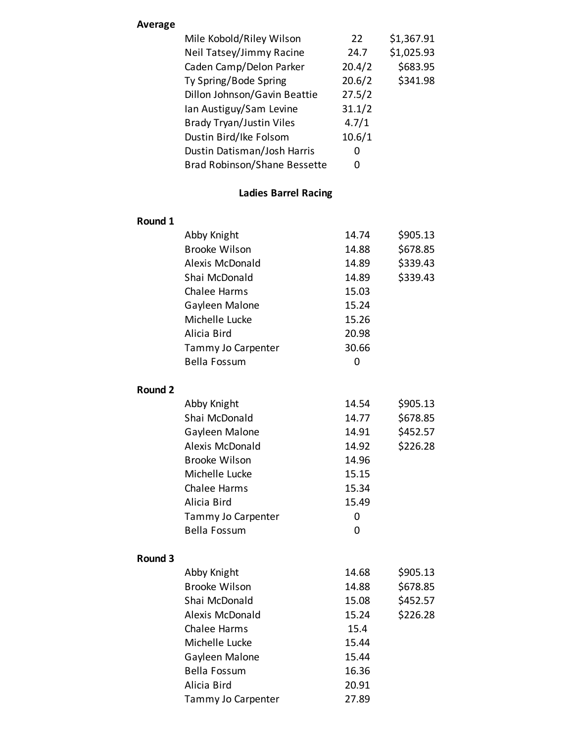**Average**

| | | |
|---|---|---|
| Mile Kobold/Riley Wilson | 22 | $1,367.91 |
| Neil Tatsey/Jimmy Racine | 24.7 | $1,025.93 |
| Caden Camp/Delon Parker | 20.4/2 | $683.95 |
| Ty Spring/Bode Spring | 20.6/2 | $341.98 |
| Dillon Johnson/Gavin Beattie | 27.5/2 | |
| Ian Austiguy/Sam Levine | 31.1/2 | |
| Brady Tryan/Justin Viles | 4.7/1 | |
| Dustin Bird/Ike Folsom | 10.6/1 | |
| Dustin Datisman/Josh Harris | 0 | |
| Brad Robinson/Shane Bessette | 0 | |

## Ladies Barrel Racing

**Round 1**

| | | |
|---|---|---|
| Abby Knight | 14.74 | $905.13 |
| Brooke Wilson | 14.88 | $678.85 |
| Alexis McDonald | 14.89 | $339.43 |
| Shai McDonald | 14.89 | $339.43 |
| Chalee Harms | 15.03 | |
| Gayleen Malone | 15.24 | |
| Michelle Lucke | 15.26 | |
| Alicia Bird | 20.98 | |
| Tammy Jo Carpenter | 30.66 | |
| Bella Fossum | 0 | |

**Round 2**

| | | |
|---|---|---|
| Abby Knight | 14.54 | $905.13 |
| Shai McDonald | 14.77 | $678.85 |
| Gayleen Malone | 14.91 | $452.57 |
| Alexis McDonald | 14.92 | $226.28 |
| Brooke Wilson | 14.96 | |
| Michelle Lucke | 15.15 | |
| Chalee Harms | 15.34 | |
| Alicia Bird | 15.49 | |
| Tammy Jo Carpenter | 0 | |
| Bella Fossum | 0 | |

**Round 3**

| | | |
|---|---|---|
| Abby Knight | 14.68 | $905.13 |
| Brooke Wilson | 14.88 | $678.85 |
| Shai McDonald | 15.08 | $452.57 |
| Alexis McDonald | 15.24 | $226.28 |
| Chalee Harms | 15.4 | |
| Michelle Lucke | 15.44 | |
| Gayleen Malone | 15.44 | |
| Bella Fossum | 16.36 | |
| Alicia Bird | 20.91 | |
| Tammy Jo Carpenter | 27.89 | |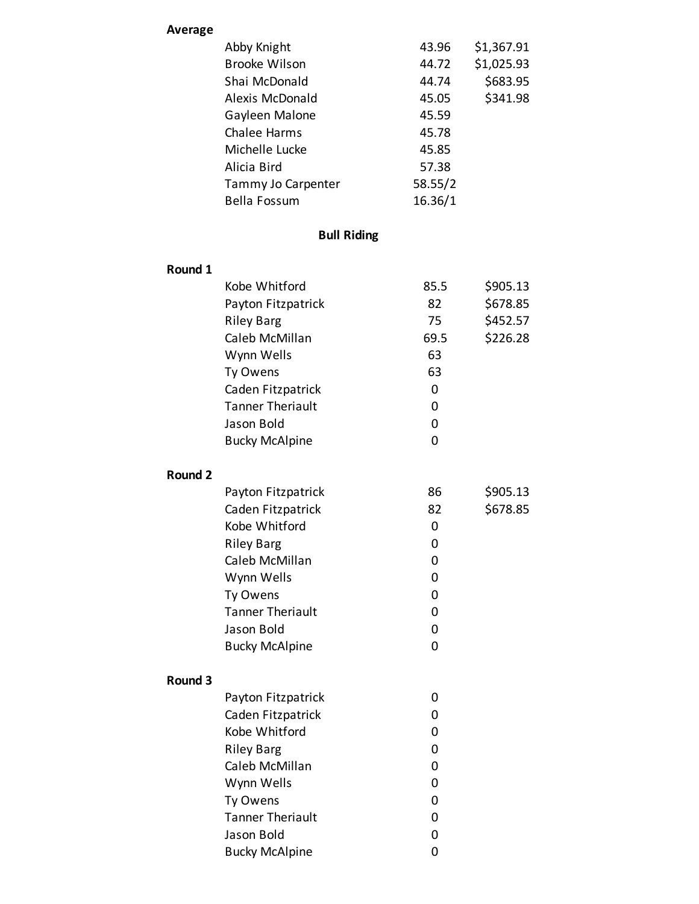**Average**

| | | |
|---|---|---|
| Abby Knight | 43.96 | $1,367.91 |
| Brooke Wilson | 44.72 | $1,025.93 |
| Shai McDonald | 44.74 | $683.95 |
| Alexis McDonald | 45.05 | $341.98 |
| Gayleen Malone | 45.59 | |
| Chalee Harms | 45.78 | |
| Michelle Lucke | 45.85 | |
| Alicia Bird | 57.38 | |
| Tammy Jo Carpenter | 58.55/2 | |
| Bella Fossum | 16.36/1 | |

## Bull Riding

**Round 1**

| | | |
|---|---|---|
| Kobe Whitford | 85.5 | $905.13 |
| Payton Fitzpatrick | 82 | $678.85 |
| Riley Barg | 75 | $452.57 |
| Caleb McMillan | 69.5 | $226.28 |
| Wynn Wells | 63 | |
| Ty Owens | 63 | |
| Caden Fitzpatrick | 0 | |
| Tanner Theriault | 0 | |
| Jason Bold | 0 | |
| Bucky McAlpine | 0 | |

**Round 2**

| | | |
|---|---|---|
| Payton Fitzpatrick | 86 | $905.13 |
| Caden Fitzpatrick | 82 | $678.85 |
| Kobe Whitford | 0 | |
| Riley Barg | 0 | |
| Caleb McMillan | 0 | |
| Wynn Wells | 0 | |
| Ty Owens | 0 | |
| Tanner Theriault | 0 | |
| Jason Bold | 0 | |
| Bucky McAlpine | 0 | |

**Round 3**

| | |
|---|---|
| Payton Fitzpatrick | 0 |
| Caden Fitzpatrick | 0 |
| Kobe Whitford | 0 |
| Riley Barg | 0 |
| Caleb McMillan | 0 |
| Wynn Wells | 0 |
| Ty Owens | 0 |
| Tanner Theriault | 0 |
| Jason Bold | 0 |
| Bucky McAlpine | 0 |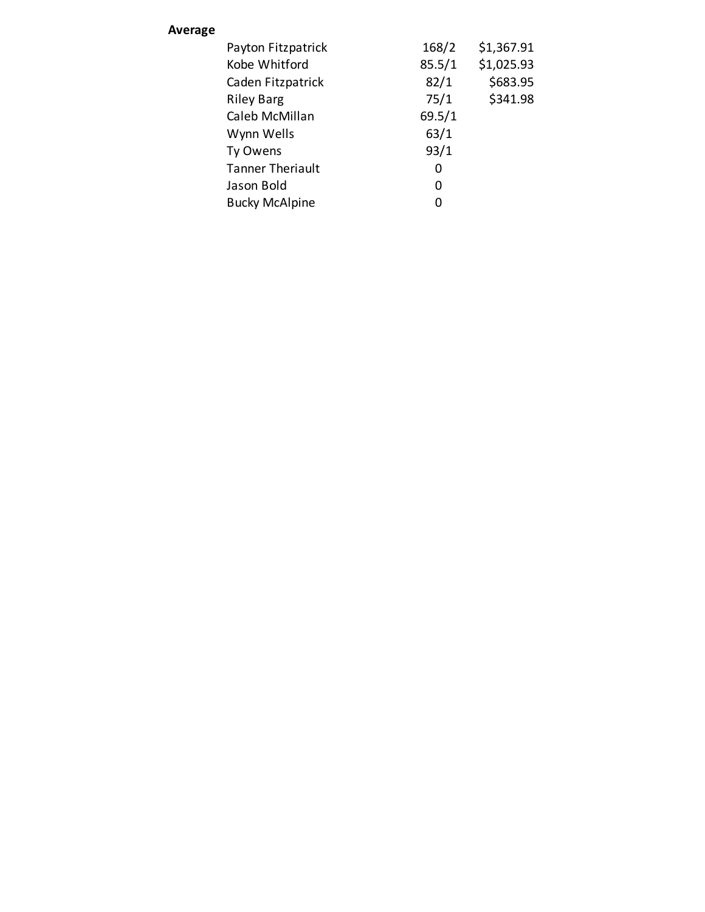**Average**

| | | |
|---|---|---|
| Payton Fitzpatrick | 168/2 | $1,367.91 |
| Kobe Whitford | 85.5/1 | $1,025.93 |
| Caden Fitzpatrick | 82/1 | $683.95 |
| Riley Barg | 75/1 | $341.98 |
| Caleb McMillan | 69.5/1 | |
| Wynn Wells | 63/1 | |
| Ty Owens | 93/1 | |
| Tanner Theriault | 0 | |
| Jason Bold | 0 | |
| Bucky McAlpine | 0 | |